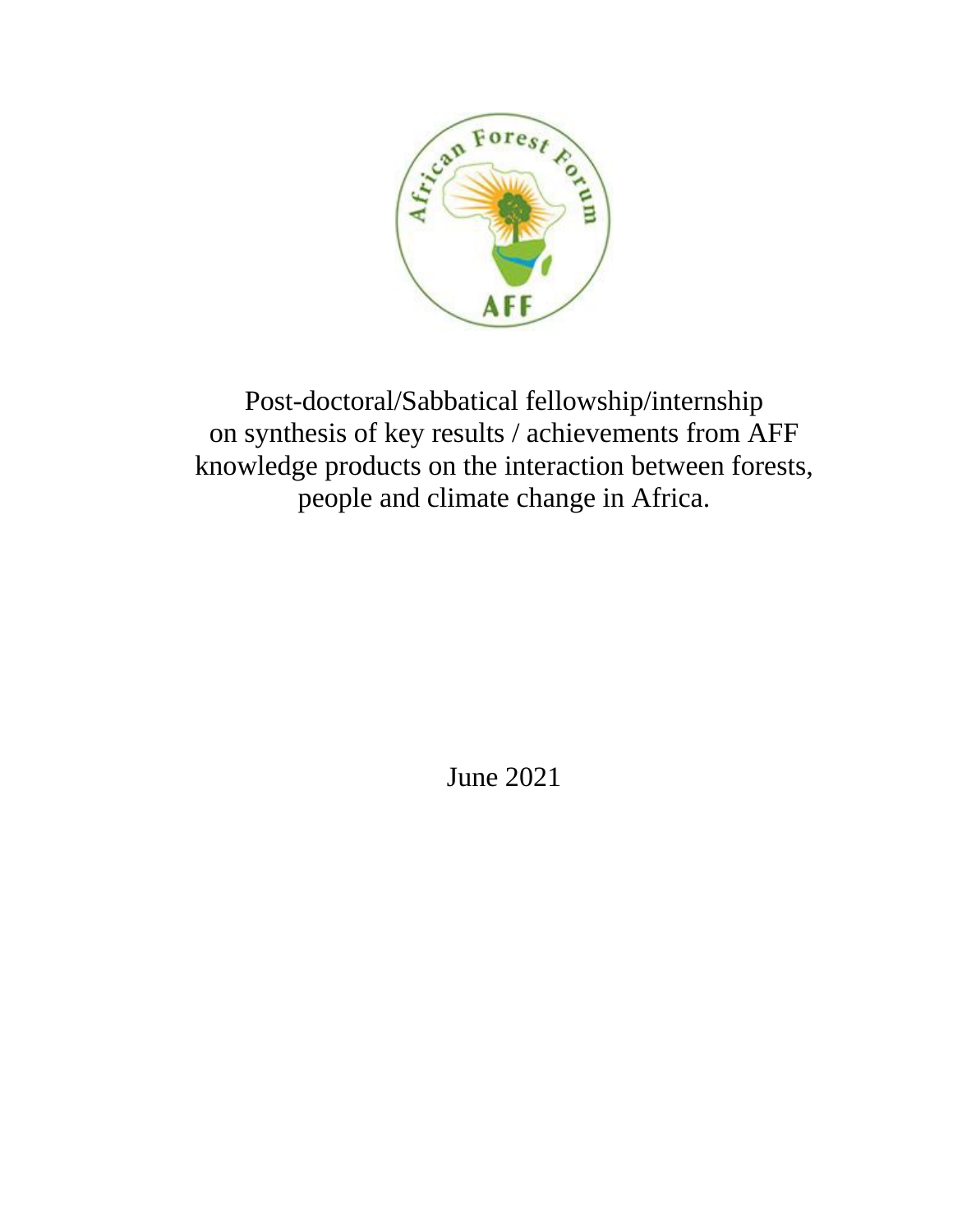Post-doctoral/Sabbatical fellowship/internship on synthesis of key results / achievements from AFF knowledge products on the interaction between forests, people and climate change in Africa.

June 2021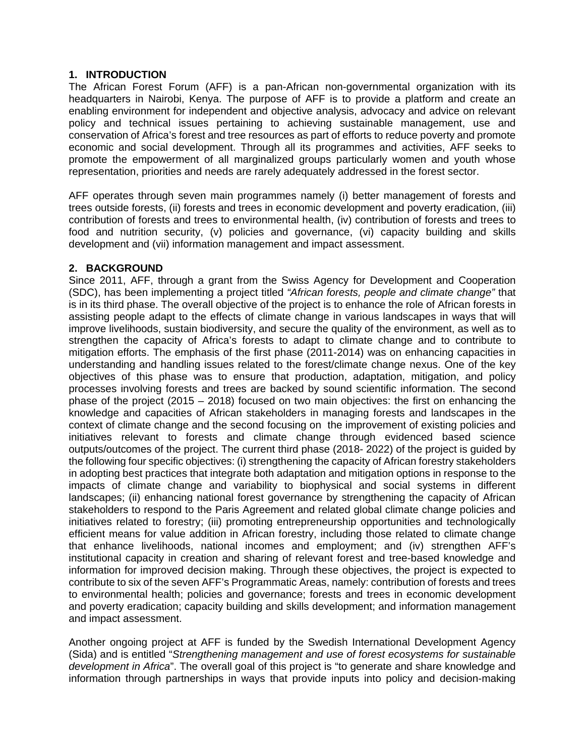## 1. INTRODUCTION

The African Forest Forum (AFF) is a pan-African non-governmental organization with its headquarters in Nairobi, Kenya. The purpose of AFF is to provide a platform and create an enabling environment for independent and objective analysis, advocacy and advice on relevant policy and technical issues pertaining to achieving sustainable management, use and conservation of Africa's forest and tree resources as part of efforts to reduce poverty and promote economic and social development. Through all its programmes and activities, AFF seeks to promote the empowerment of all marginalized groups particularly women and youth whose representation, priorities and needs are rarely adequately addressed in the forest sector.

AFF operates through seven main programmes namely (i) better management of forests and trees outside forests, (ii) forests and trees in economic development and poverty eradication, (iii) contribution of forests and trees to environmental health, (iv) contribution of forests and trees to food and nutrition security, (v) policies and governance, (vi) capacity building and skills development and (vii) information management and impact assessment.

## 2. BACKGROUND

Since 2011, AFF, through a grant from the Swiss Agency for Development and Cooperation (SDC), has been implementing a project titled *"African forests, people and climate change"* that is in its third phase. The overall objective of the project is to enhance the role of African forests in assisting people adapt to the effects of climate change in various landscapes in ways that will improve livelihoods, sustain biodiversity, and secure the quality of the environment, as well as to strengthen the capacity of Africa's forests to adapt to climate change and to contribute to mitigation efforts. The emphasis of the first phase (2011-2014) was on enhancing capacities in understanding and handling issues related to the forest/climate change nexus. One of the key objectives of this phase was to ensure that production, adaptation, mitigation, and policy processes involving forests and trees are backed by sound scientific information. The second phase of the project (2015 – 2018) focused on two main objectives: the first on enhancing the knowledge and capacities of African stakeholders in managing forests and landscapes in the context of climate change and the second focusing on the improvement of existing policies and initiatives relevant to forests and climate change through evidenced based science outputs/outcomes of the project. The current third phase (2018- 2022) of the project is guided by the following four specific objectives: (i) strengthening the capacity of African forestry stakeholders in adopting best practices that integrate both adaptation and mitigation options in response to the impacts of climate change and variability to biophysical and social systems in different landscapes; (ii) enhancing national forest governance by strengthening the capacity of African stakeholders to respond to the Paris Agreement and related global climate change policies and initiatives related to forestry; (iii) promoting entrepreneurship opportunities and technologically efficient means for value addition in African forestry, including those related to climate change that enhance livelihoods, national incomes and employment; and (iv) strengthen AFF's institutional capacity in creation and sharing of relevant forest and tree-based knowledge and information for improved decision making. Through these objectives, the project is expected to contribute to six of the seven AFF's Programmatic Areas, namely: contribution of forests and trees to environmental health; policies and governance; forests and trees in economic development and poverty eradication; capacity building and skills development; and information management and impact assessment.

Another ongoing project at AFF is funded by the Swedish International Development Agency (Sida) and is entitled "*Strengthening management and use of forest ecosystems for sustainable development in Africa*". The overall goal of this project is "to generate and share knowledge and information through partnerships in ways that provide inputs into policy and decision-making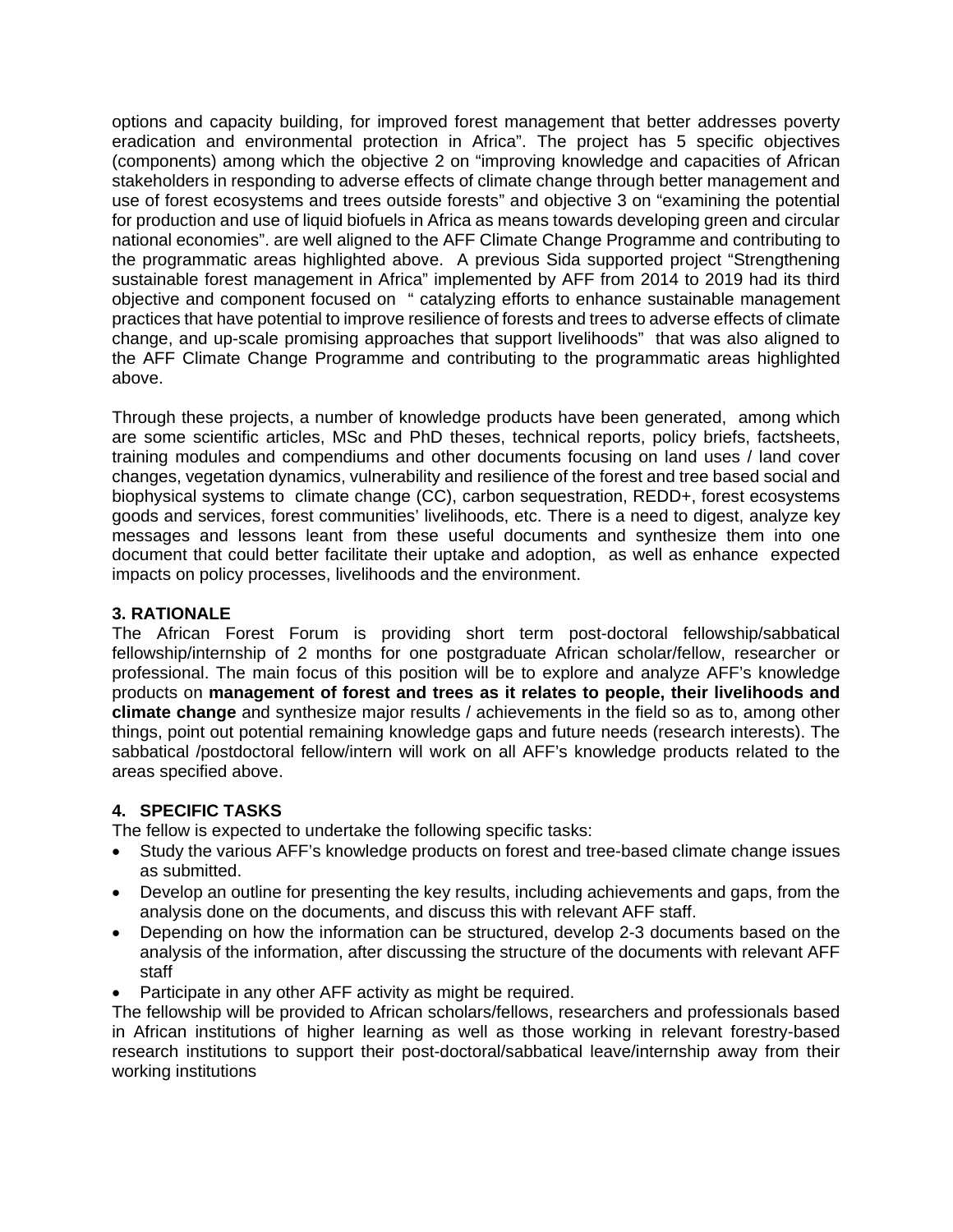options and capacity building, for improved forest management that better addresses poverty eradication and environmental protection in Africa". The project has 5 specific objectives (components) among which the objective 2 on "improving knowledge and capacities of African stakeholders in responding to adverse effects of climate change through better management and use of forest ecosystems and trees outside forests" and objective 3 on "examining the potential for production and use of liquid biofuels in Africa as means towards developing green and circular national economies". are well aligned to the AFF Climate Change Programme and contributing to the programmatic areas highlighted above. A previous Sida supported project "Strengthening sustainable forest management in Africa" implemented by AFF from 2014 to 2019 had its third objective and component focused on " catalyzing efforts to enhance sustainable management practices that have potential to improve resilience of forests and trees to adverse effects of climate change, and up-scale promising approaches that support livelihoods" that was also aligned to the AFF Climate Change Programme and contributing to the programmatic areas highlighted above.

Through these projects, a number of knowledge products have been generated, among which are some scientific articles, MSc and PhD theses, technical reports, policy briefs, factsheets, training modules and compendiums and other documents focusing on land uses / land cover changes, vegetation dynamics, vulnerability and resilience of the forest and tree based social and biophysical systems to climate change (CC), carbon sequestration, REDD+, forest ecosystems goods and services, forest communities' livelihoods, etc. There is a need to digest, analyze key messages and lessons leant from these useful documents and synthesize them into one document that could better facilitate their uptake and adoption, as well as enhance expected impacts on policy processes, livelihoods and the environment.

## 3. RATIONALE

The African Forest Forum is providing short term post-doctoral fellowship/sabbatical fellowship/internship of 2 months for one postgraduate African scholar/fellow, researcher or professional. The main focus of this position will be to explore and analyze AFF's knowledge products on **management of forest and trees as it relates to people, their livelihoods and climate change** and synthesize major results / achievements in the field so as to, among other things, point out potential remaining knowledge gaps and future needs (research interests). The sabbatical /postdoctoral fellow/intern will work on all AFF's knowledge products related to the areas specified above.

## 4. SPECIFIC TASKS

The fellow is expected to undertake the following specific tasks:

- Study the various AFF's knowledge products on forest and tree-based climate change issues as submitted.
- Develop an outline for presenting the key results, including achievements and gaps, from the analysis done on the documents, and discuss this with relevant AFF staff.
- Depending on how the information can be structured, develop 2-3 documents based on the analysis of the information, after discussing the structure of the documents with relevant AFF staff
- Participate in any other AFF activity as might be required.

The fellowship will be provided to African scholars/fellows, researchers and professionals based in African institutions of higher learning as well as those working in relevant forestry-based research institutions to support their post-doctoral/sabbatical leave/internship away from their working institutions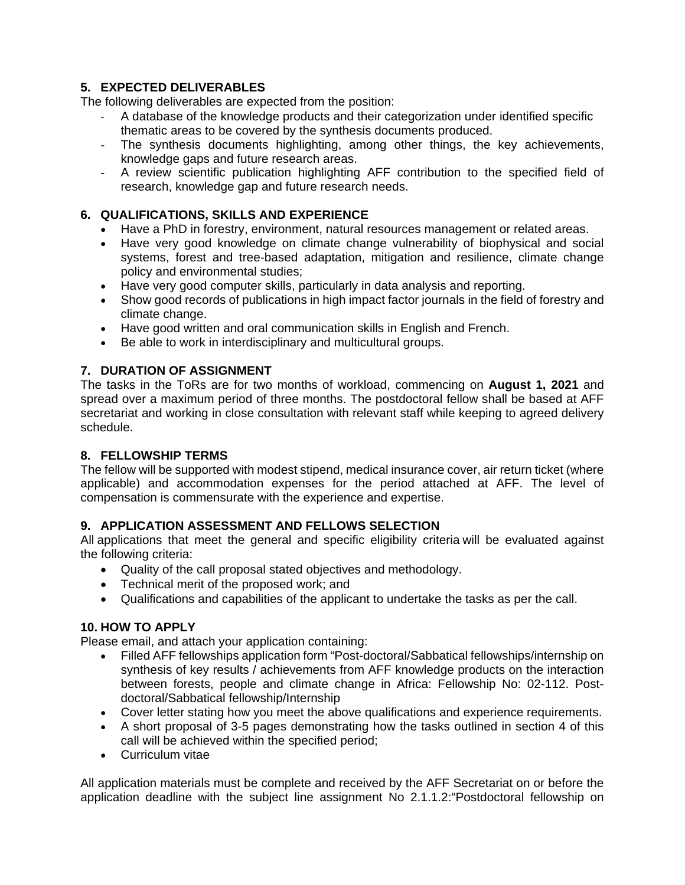## 5. EXPECTED DELIVERABLES

The following deliverables are expected from the position:

- A database of the knowledge products and their categorization under identified specific thematic areas to be covered by the synthesis documents produced.
- The synthesis documents highlighting, among other things, the key achievements, knowledge gaps and future research areas.
- A review scientific publication highlighting AFF contribution to the specified field of research, knowledge gap and future research needs.

## 6. QUALIFICATIONS, SKILLS AND EXPERIENCE

- Have a PhD in forestry, environment, natural resources management or related areas.
- Have very good knowledge on climate change vulnerability of biophysical and social systems, forest and tree-based adaptation, mitigation and resilience, climate change policy and environmental studies;
- Have very good computer skills, particularly in data analysis and reporting.
- Show good records of publications in high impact factor journals in the field of forestry and climate change.
- Have good written and oral communication skills in English and French.
- Be able to work in interdisciplinary and multicultural groups.

## 7. DURATION OF ASSIGNMENT

The tasks in the ToRs are for two months of workload, commencing on **August 1, 2021** and spread over a maximum period of three months. The postdoctoral fellow shall be based at AFF secretariat and working in close consultation with relevant staff while keeping to agreed delivery schedule.

## 8. FELLOWSHIP TERMS

The fellow will be supported with modest stipend, medical insurance cover, air return ticket (where applicable) and accommodation expenses for the period attached at AFF. The level of compensation is commensurate with the experience and expertise.

## 9. APPLICATION ASSESSMENT AND FELLOWS SELECTION

All applications that meet the general and specific eligibility criteria will be evaluated against the following criteria:

- Quality of the call proposal stated objectives and methodology.
- Technical merit of the proposed work; and
- Qualifications and capabilities of the applicant to undertake the tasks as per the call.

## 10. HOW TO APPLY

Please email, and attach your application containing:

- Filled AFF fellowships application form "Post-doctoral/Sabbatical fellowships/internship on synthesis of key results / achievements from AFF knowledge products on the interaction between forests, people and climate change in Africa: Fellowship No: 02-112. Post-doctoral/Sabbatical fellowship/Internship
- Cover letter stating how you meet the above qualifications and experience requirements.
- A short proposal of 3-5 pages demonstrating how the tasks outlined in section 4 of this call will be achieved within the specified period;
- Curriculum vitae

All application materials must be complete and received by the AFF Secretariat on or before the application deadline with the subject line assignment No 2.1.1.2:"Postdoctoral fellowship on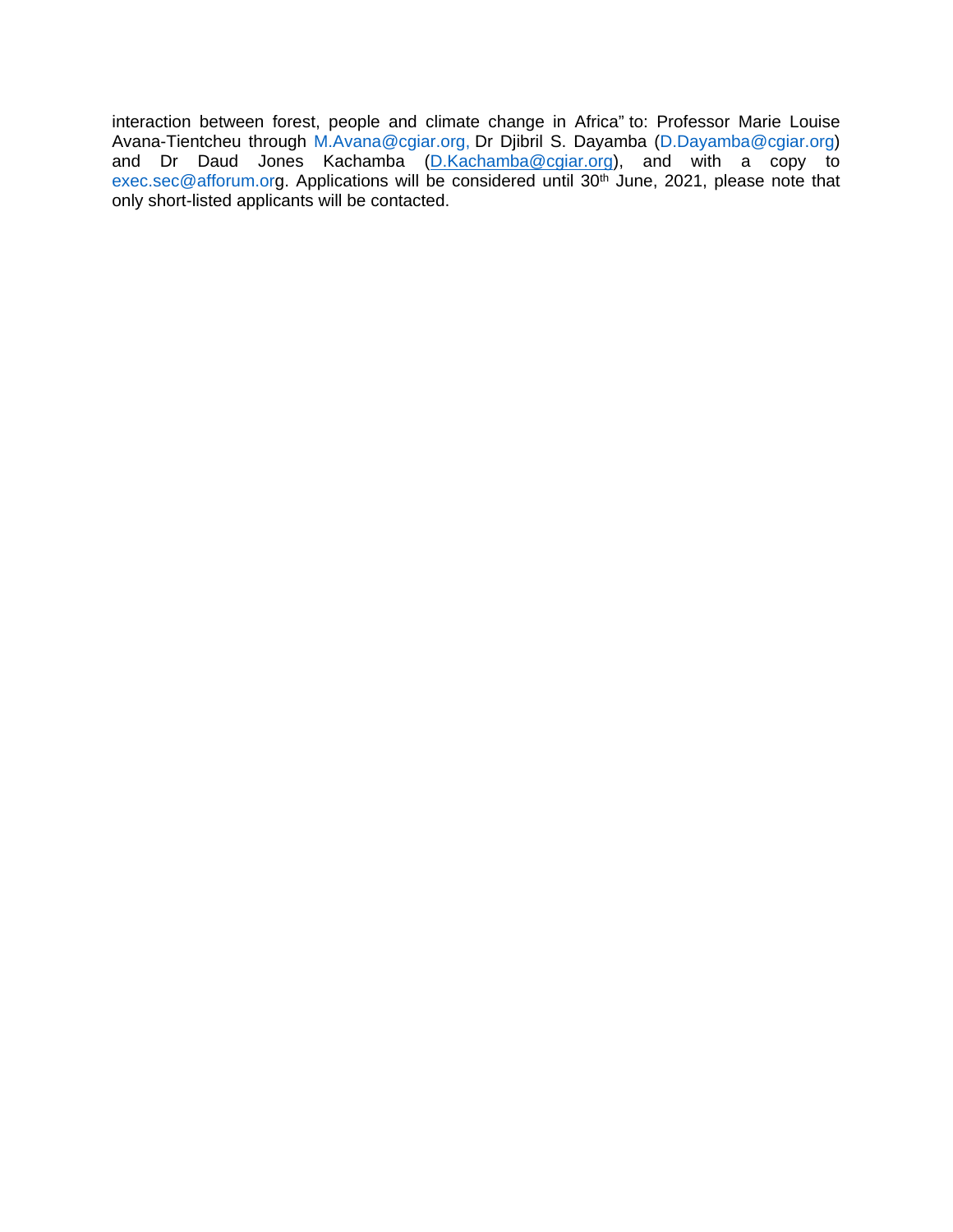interaction between forest, people and climate change in Africa" to: Professor Marie Louise Avana-Tientcheu through M.Avana@cgiar.org, Dr Djibril S. Dayamba (D.Dayamba@cgiar.org) and Dr Daud Jones Kachamba (D.Kachamba@cgiar.org), and with a copy to exec.sec@afforum.org. Applications will be considered until 30th June, 2021, please note that only short-listed applicants will be contacted.